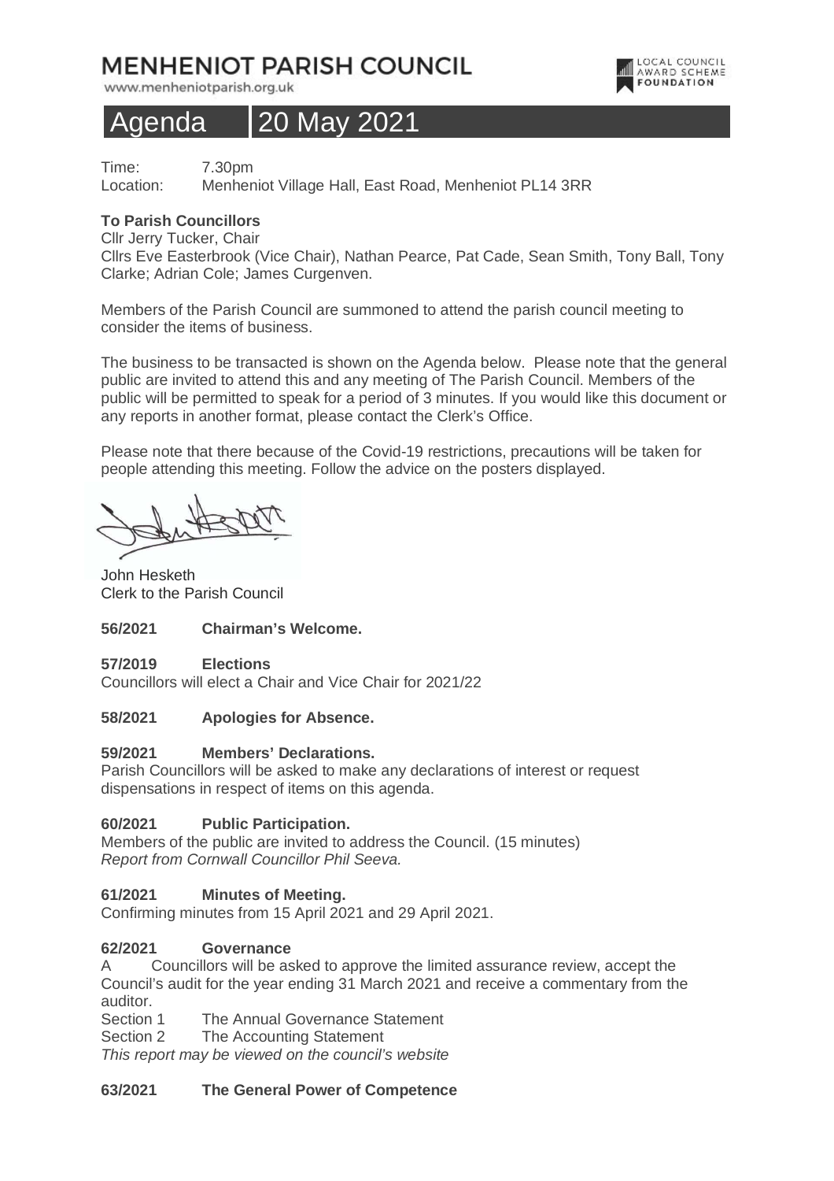# MENHENIOT PARISH COUNCIL

www.menheniotparish.org.uk

LOCAL COUNCIL AWARD SCHEME FOUNDATION

# Agenda 20 May 2021

Time: 7.30pm
Location: Menheniot Village Hall, East Road, Menheniot PL14 3RR

**To Parish Councillors**

Cllr Jerry Tucker, Chair
Cllrs Eve Easterbrook (Vice Chair), Nathan Pearce, Pat Cade, Sean Smith, Tony Ball, Tony Clarke; Adrian Cole; James Curgenven.

Members of the Parish Council are summoned to attend the parish council meeting to consider the items of business.

The business to be transacted is shown on the Agenda below. Please note that the general public are invited to attend this and any meeting of The Parish Council. Members of the public will be permitted to speak for a period of 3 minutes. If you would like this document or any reports in another format, please contact the Clerk's Office.

Please note that there because of the Covid-19 restrictions, precautions will be taken for people attending this meeting. Follow the advice on the posters displayed.

John Hesketh
Clerk to the Parish Council

**56/2021 Chairman's Welcome.**

**57/2019 Elections**

Councillors will elect a Chair and Vice Chair for 2021/22

**58/2021 Apologies for Absence.**

**59/2021 Members' Declarations.**

Parish Councillors will be asked to make any declarations of interest or request dispensations in respect of items on this agenda.

**60/2021 Public Participation.**

Members of the public are invited to address the Council. (15 minutes)
*Report from Cornwall Councillor Phil Seeva.*

**61/2021 Minutes of Meeting.**

Confirming minutes from 15 April 2021 and 29 April 2021.

**62/2021 Governance**

A Councillors will be asked to approve the limited assurance review, accept the Council's audit for the year ending 31 March 2021 and receive a commentary from the auditor.

Section 1 The Annual Governance Statement
Section 2 The Accounting Statement

*This report may be viewed on the council's website*

**63/2021 The General Power of Competence**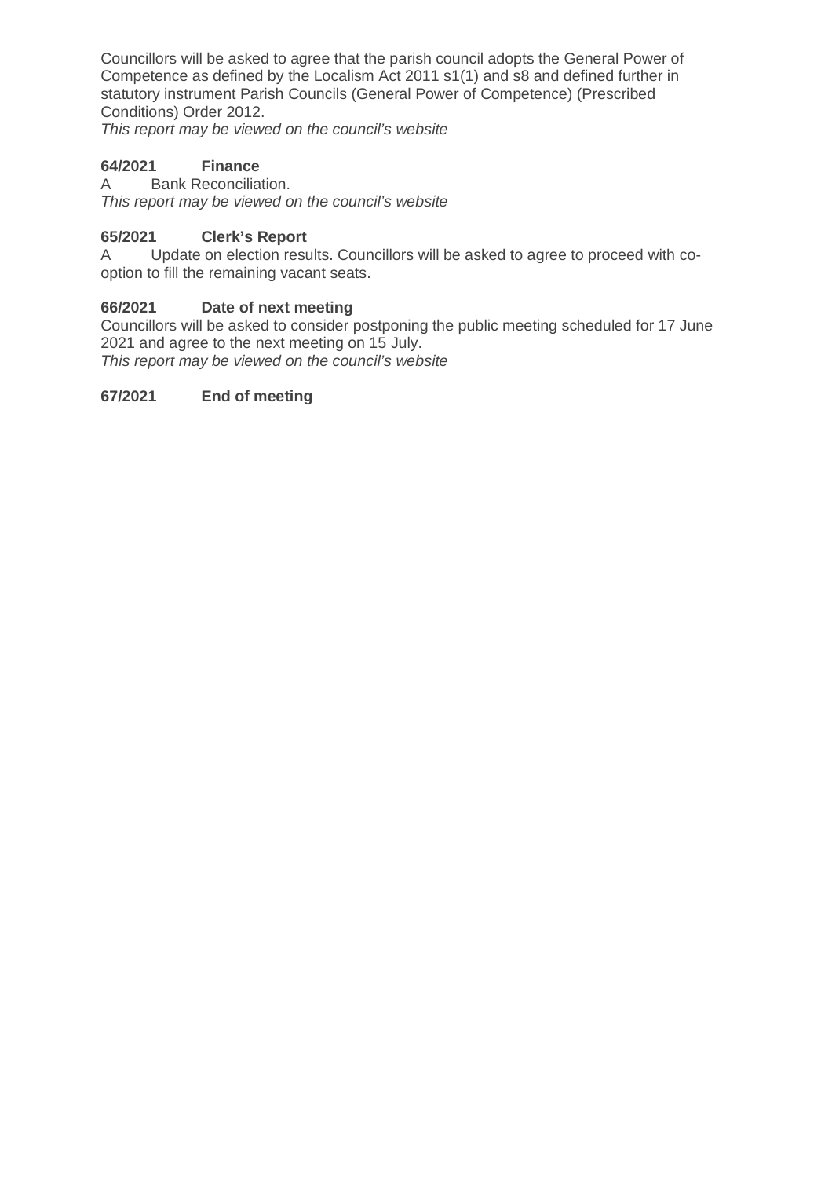Councillors will be asked to agree that the parish council adopts the General Power of Competence as defined by the Localism Act 2011 s1(1) and s8 and defined further in statutory instrument Parish Councils (General Power of Competence) (Prescribed Conditions) Order 2012.
*This report may be viewed on the council's website*

**64/2021 Finance**

A Bank Reconciliation.
*This report may be viewed on the council's website*

**65/2021 Clerk's Report**

A Update on election results. Councillors will be asked to agree to proceed with co-option to fill the remaining vacant seats.

**66/2021 Date of next meeting**

Councillors will be asked to consider postponing the public meeting scheduled for 17 June 2021 and agree to the next meeting on 15 July.
*This report may be viewed on the council's website*

**67/2021 End of meeting**